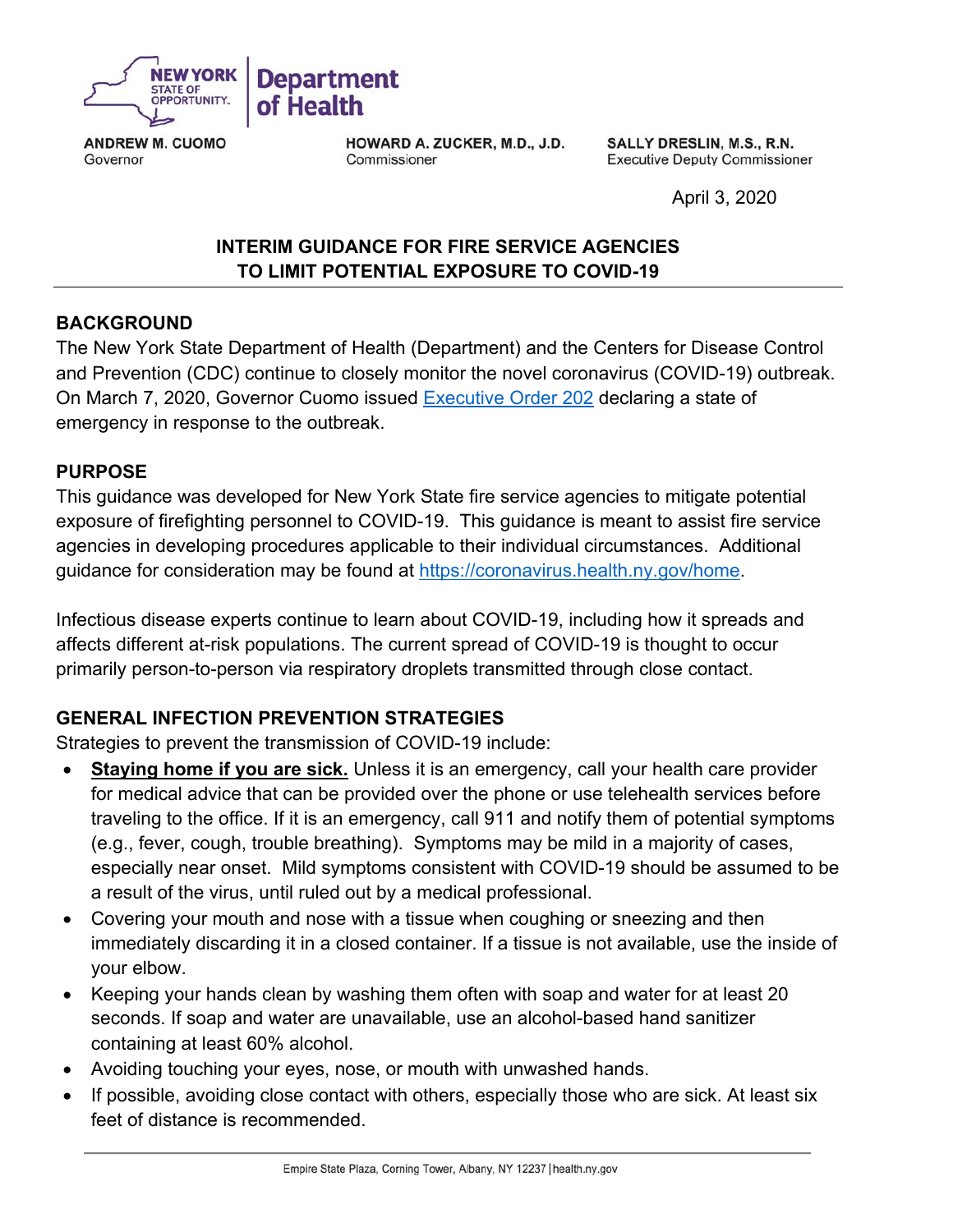NEW YORK STATE OF OPPORTUNITY. | Department of Health

**ANDREW M. CUOMO**
Governor

**HOWARD A. ZUCKER, M.D., J.D.**
Commissioner

**SALLY DRESLIN, M.S., R.N.**
Executive Deputy Commissioner

April 3, 2020

# INTERIM GUIDANCE FOR FIRE SERVICE AGENCIES TO LIMIT POTENTIAL EXPOSURE TO COVID-19

## BACKGROUND

The New York State Department of Health (Department) and the Centers for Disease Control and Prevention (CDC) continue to closely monitor the novel coronavirus (COVID-19) outbreak. On March 7, 2020, Governor Cuomo issued [Executive Order 202](Executive Order 202) declaring a state of emergency in response to the outbreak.

## PURPOSE

This guidance was developed for New York State fire service agencies to mitigate potential exposure of firefighting personnel to COVID-19. This guidance is meant to assist fire service agencies in developing procedures applicable to their individual circumstances. Additional guidance for consideration may be found at https://coronavirus.health.ny.gov/home.

Infectious disease experts continue to learn about COVID-19, including how it spreads and affects different at-risk populations. The current spread of COVID-19 is thought to occur primarily person-to-person via respiratory droplets transmitted through close contact.

## GENERAL INFECTION PREVENTION STRATEGIES

Strategies to prevent the transmission of COVID-19 include:

- **Staying home if you are sick.** Unless it is an emergency, call your health care provider for medical advice that can be provided over the phone or use telehealth services before traveling to the office. If it is an emergency, call 911 and notify them of potential symptoms (e.g., fever, cough, trouble breathing). Symptoms may be mild in a majority of cases, especially near onset. Mild symptoms consistent with COVID-19 should be assumed to be a result of the virus, until ruled out by a medical professional.
- Covering your mouth and nose with a tissue when coughing or sneezing and then immediately discarding it in a closed container. If a tissue is not available, use the inside of your elbow.
- Keeping your hands clean by washing them often with soap and water for at least 20 seconds. If soap and water are unavailable, use an alcohol-based hand sanitizer containing at least 60% alcohol.
- Avoiding touching your eyes, nose, or mouth with unwashed hands.
- If possible, avoiding close contact with others, especially those who are sick. At least six feet of distance is recommended.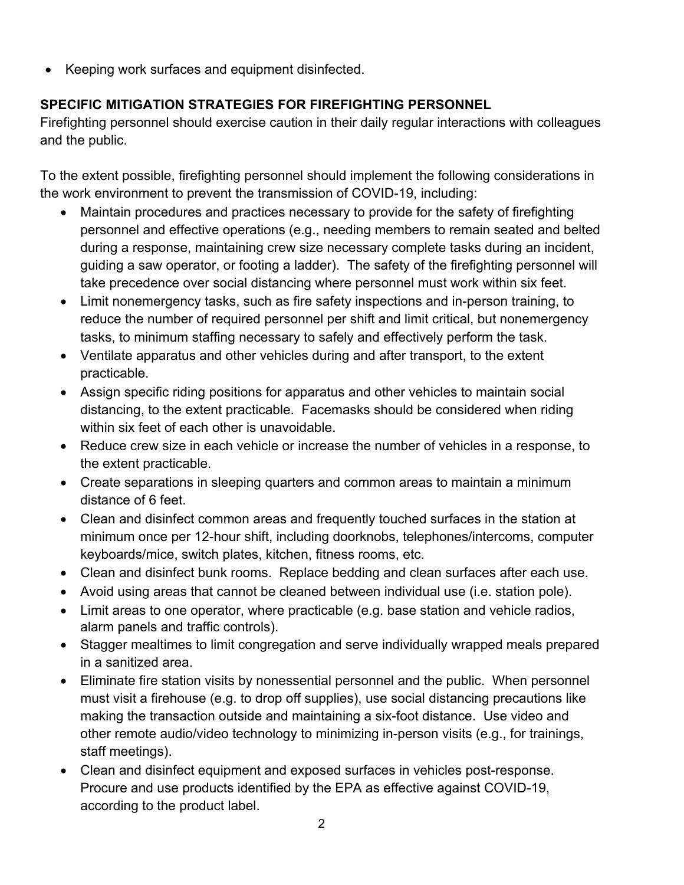- Keeping work surfaces and equipment disinfected.

**SPECIFIC MITIGATION STRATEGIES FOR FIREFIGHTING PERSONNEL**

Firefighting personnel should exercise caution in their daily regular interactions with colleagues and the public.

To the extent possible, firefighting personnel should implement the following considerations in the work environment to prevent the transmission of COVID-19, including:

- Maintain procedures and practices necessary to provide for the safety of firefighting personnel and effective operations (e.g., needing members to remain seated and belted during a response, maintaining crew size necessary complete tasks during an incident, guiding a saw operator, or footing a ladder). The safety of the firefighting personnel will take precedence over social distancing where personnel must work within six feet.
- Limit nonemergency tasks, such as fire safety inspections and in-person training, to reduce the number of required personnel per shift and limit critical, but nonemergency tasks, to minimum staffing necessary to safely and effectively perform the task.
- Ventilate apparatus and other vehicles during and after transport, to the extent practicable.
- Assign specific riding positions for apparatus and other vehicles to maintain social distancing, to the extent practicable. Facemasks should be considered when riding within six feet of each other is unavoidable.
- Reduce crew size in each vehicle or increase the number of vehicles in a response, to the extent practicable.
- Create separations in sleeping quarters and common areas to maintain a minimum distance of 6 feet.
- Clean and disinfect common areas and frequently touched surfaces in the station at minimum once per 12-hour shift, including doorknobs, telephones/intercoms, computer keyboards/mice, switch plates, kitchen, fitness rooms, etc.
- Clean and disinfect bunk rooms. Replace bedding and clean surfaces after each use.
- Avoid using areas that cannot be cleaned between individual use (i.e. station pole).
- Limit areas to one operator, where practicable (e.g. base station and vehicle radios, alarm panels and traffic controls).
- Stagger mealtimes to limit congregation and serve individually wrapped meals prepared in a sanitized area.
- Eliminate fire station visits by nonessential personnel and the public. When personnel must visit a firehouse (e.g. to drop off supplies), use social distancing precautions like making the transaction outside and maintaining a six-foot distance. Use video and other remote audio/video technology to minimizing in-person visits (e.g., for trainings, staff meetings).
- Clean and disinfect equipment and exposed surfaces in vehicles post-response. Procure and use products identified by the EPA as effective against COVID-19, according to the product label.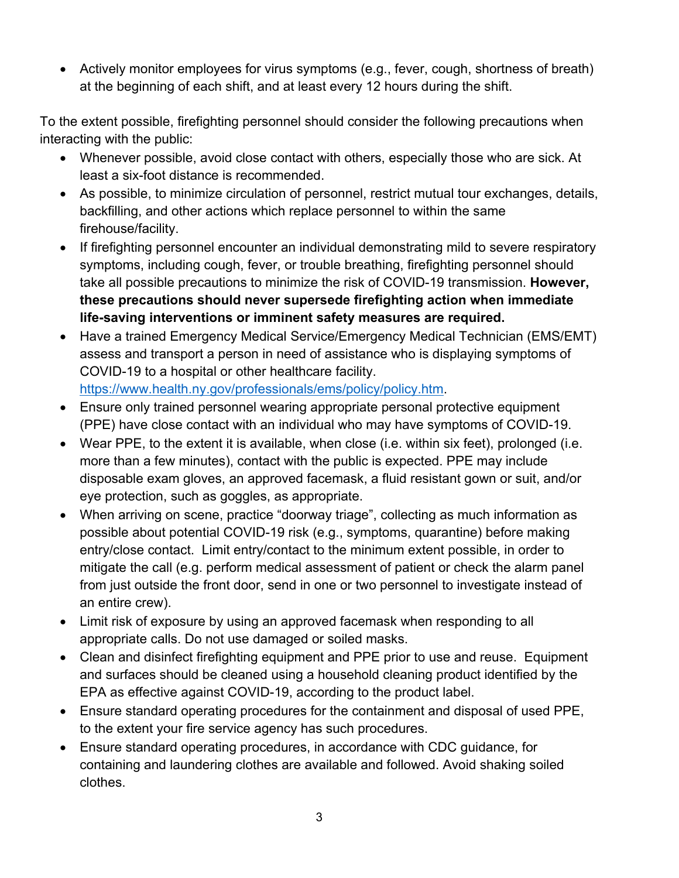- Actively monitor employees for virus symptoms (e.g., fever, cough, shortness of breath) at the beginning of each shift, and at least every 12 hours during the shift.

To the extent possible, firefighting personnel should consider the following precautions when interacting with the public:

- Whenever possible, avoid close contact with others, especially those who are sick. At least a six-foot distance is recommended.
- As possible, to minimize circulation of personnel, restrict mutual tour exchanges, details, backfilling, and other actions which replace personnel to within the same firehouse/facility.
- If firefighting personnel encounter an individual demonstrating mild to severe respiratory symptoms, including cough, fever, or trouble breathing, firefighting personnel should take all possible precautions to minimize the risk of COVID-19 transmission. **However, these precautions should never supersede firefighting action when immediate life-saving interventions or imminent safety measures are required.**
- Have a trained Emergency Medical Service/Emergency Medical Technician (EMS/EMT) assess and transport a person in need of assistance who is displaying symptoms of COVID-19 to a hospital or other healthcare facility. https://www.health.ny.gov/professionals/ems/policy/policy.htm.
- Ensure only trained personnel wearing appropriate personal protective equipment (PPE) have close contact with an individual who may have symptoms of COVID-19.
- Wear PPE, to the extent it is available, when close (i.e. within six feet), prolonged (i.e. more than a few minutes), contact with the public is expected. PPE may include disposable exam gloves, an approved facemask, a fluid resistant gown or suit, and/or eye protection, such as goggles, as appropriate.
- When arriving on scene, practice "doorway triage", collecting as much information as possible about potential COVID-19 risk (e.g., symptoms, quarantine) before making entry/close contact. Limit entry/contact to the minimum extent possible, in order to mitigate the call (e.g. perform medical assessment of patient or check the alarm panel from just outside the front door, send in one or two personnel to investigate instead of an entire crew).
- Limit risk of exposure by using an approved facemask when responding to all appropriate calls. Do not use damaged or soiled masks.
- Clean and disinfect firefighting equipment and PPE prior to use and reuse. Equipment and surfaces should be cleaned using a household cleaning product identified by the EPA as effective against COVID-19, according to the product label.
- Ensure standard operating procedures for the containment and disposal of used PPE, to the extent your fire service agency has such procedures.
- Ensure standard operating procedures, in accordance with CDC guidance, for containing and laundering clothes are available and followed. Avoid shaking soiled clothes.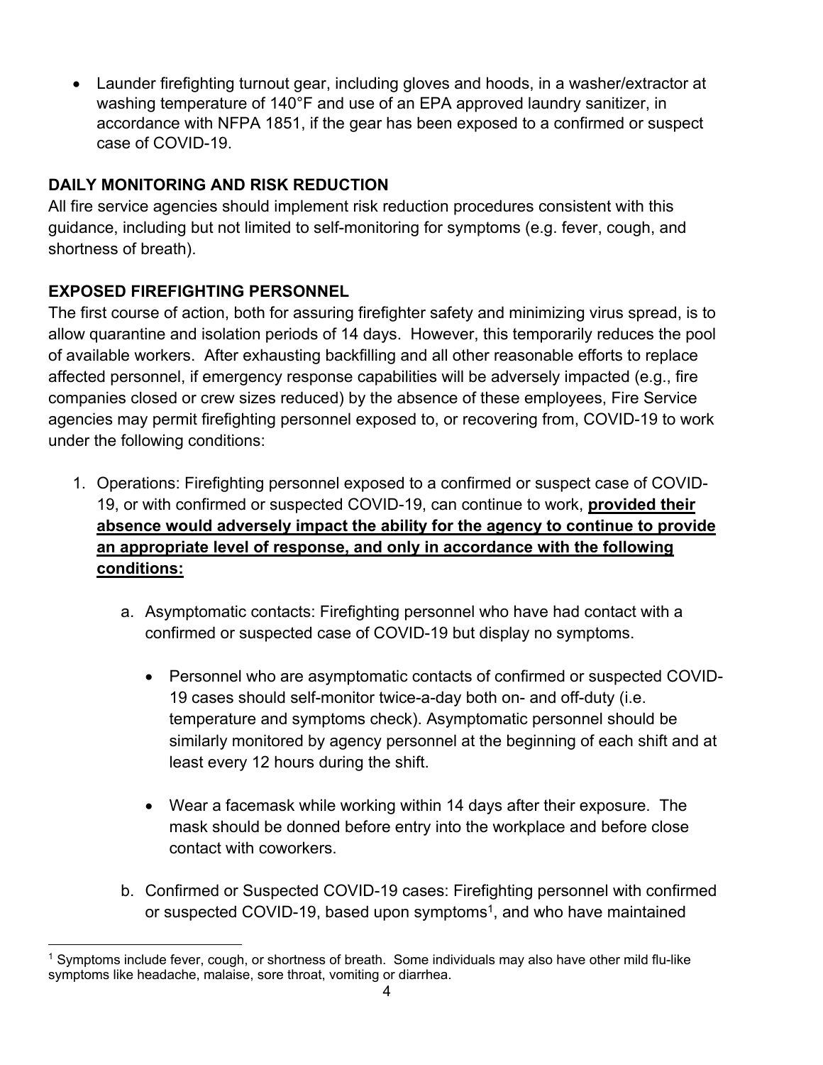- Launder firefighting turnout gear, including gloves and hoods, in a washer/extractor at washing temperature of 140°F and use of an EPA approved laundry sanitizer, in accordance with NFPA 1851, if the gear has been exposed to a confirmed or suspect case of COVID-19.

**DAILY MONITORING AND RISK REDUCTION**

All fire service agencies should implement risk reduction procedures consistent with this guidance, including but not limited to self-monitoring for symptoms (e.g. fever, cough, and shortness of breath).

**EXPOSED FIREFIGHTING PERSONNEL**

The first course of action, both for assuring firefighter safety and minimizing virus spread, is to allow quarantine and isolation periods of 14 days. However, this temporarily reduces the pool of available workers. After exhausting backfilling and all other reasonable efforts to replace affected personnel, if emergency response capabilities will be adversely impacted (e.g., fire companies closed or crew sizes reduced) by the absence of these employees, Fire Service agencies may permit firefighting personnel exposed to, or recovering from, COVID-19 to work under the following conditions:

1. Operations: Firefighting personnel exposed to a confirmed or suspect case of COVID-19, or with confirmed or suspected COVID-19, can continue to work, **provided their absence would adversely impact the ability for the agency to continue to provide an appropriate level of response, and only in accordance with the following conditions:**

    a. Asymptomatic contacts: Firefighting personnel who have had contact with a confirmed or suspected case of COVID-19 but display no symptoms.

    - Personnel who are asymptomatic contacts of confirmed or suspected COVID-19 cases should self-monitor twice-a-day both on- and off-duty (i.e. temperature and symptoms check). Asymptomatic personnel should be similarly monitored by agency personnel at the beginning of each shift and at least every 12 hours during the shift.

    - Wear a facemask while working within 14 days after their exposure. The mask should be donned before entry into the workplace and before close contact with coworkers.

    b. Confirmed or Suspected COVID-19 cases: Firefighting personnel with confirmed or suspected COVID-19, based upon symptoms[1], and who have maintained

[1] Symptoms include fever, cough, or shortness of breath. Some individuals may also have other mild flu-like symptoms like headache, malaise, sore throat, vomiting or diarrhea.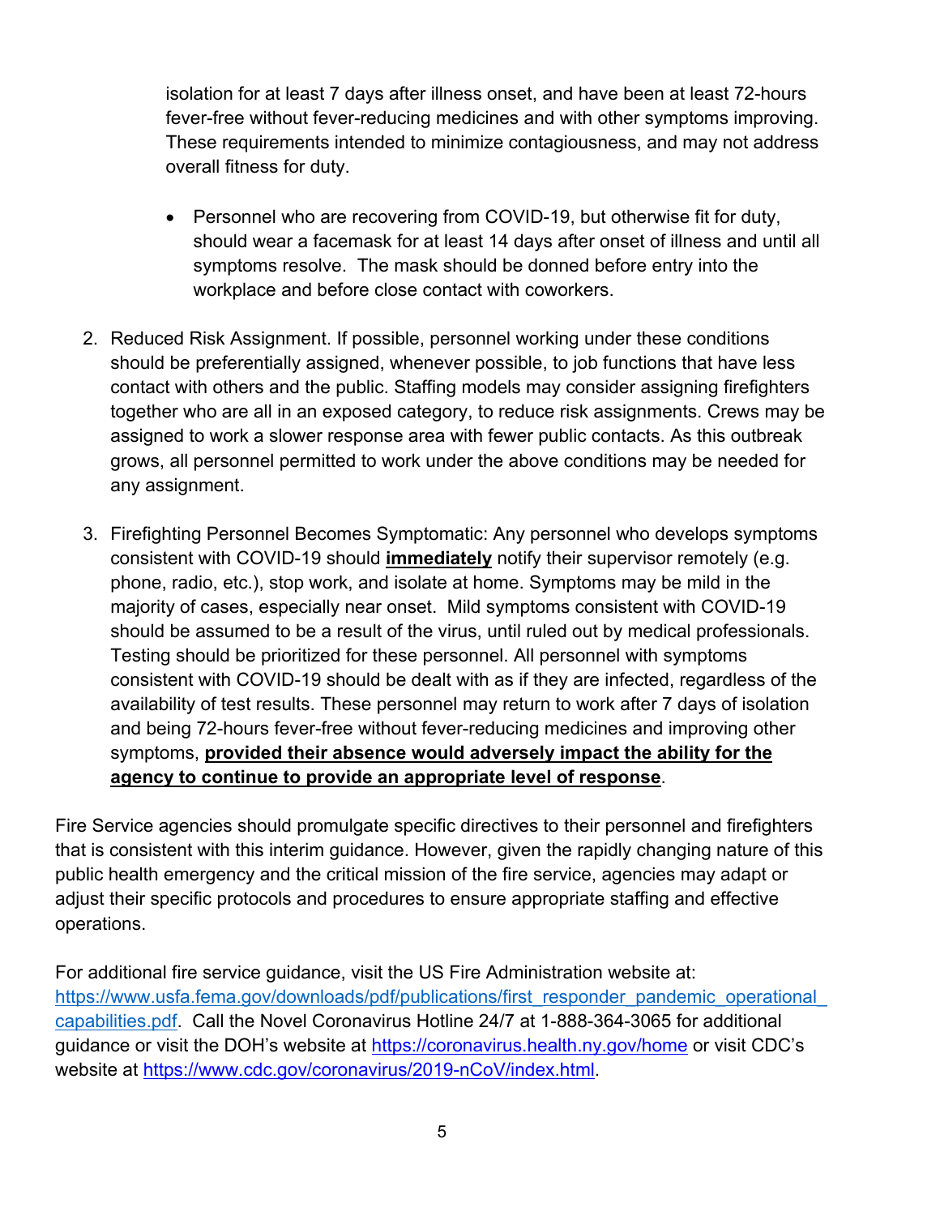isolation for at least 7 days after illness onset, and have been at least 72-hours fever-free without fever-reducing medicines and with other symptoms improving. These requirements intended to minimize contagiousness, and may not address overall fitness for duty.

- Personnel who are recovering from COVID-19, but otherwise fit for duty, should wear a facemask for at least 14 days after onset of illness and until all symptoms resolve. The mask should be donned before entry into the workplace and before close contact with coworkers.

2. Reduced Risk Assignment. If possible, personnel working under these conditions should be preferentially assigned, whenever possible, to job functions that have less contact with others and the public. Staffing models may consider assigning firefighters together who are all in an exposed category, to reduce risk assignments. Crews may be assigned to work a slower response area with fewer public contacts. As this outbreak grows, all personnel permitted to work under the above conditions may be needed for any assignment.

3. Firefighting Personnel Becomes Symptomatic: Any personnel who develops symptoms consistent with COVID-19 should **immediately** notify their supervisor remotely (e.g. phone, radio, etc.), stop work, and isolate at home. Symptoms may be mild in the majority of cases, especially near onset. Mild symptoms consistent with COVID-19 should be assumed to be a result of the virus, until ruled out by medical professionals. Testing should be prioritized for these personnel. All personnel with symptoms consistent with COVID-19 should be dealt with as if they are infected, regardless of the availability of test results. These personnel may return to work after 7 days of isolation and being 72-hours fever-free without fever-reducing medicines and improving other symptoms, **provided their absence would adversely impact the ability for the agency to continue to provide an appropriate level of response**.

Fire Service agencies should promulgate specific directives to their personnel and firefighters that is consistent with this interim guidance. However, given the rapidly changing nature of this public health emergency and the critical mission of the fire service, agencies may adapt or adjust their specific protocols and procedures to ensure appropriate staffing and effective operations.

For additional fire service guidance, visit the US Fire Administration website at: https://www.usfa.fema.gov/downloads/pdf/publications/first_responder_pandemic_operational_capabilities.pdf. Call the Novel Coronavirus Hotline 24/7 at 1-888-364-3065 for additional guidance or visit the DOH's website at https://coronavirus.health.ny.gov/home or visit CDC's website at https://www.cdc.gov/coronavirus/2019-nCoV/index.html.